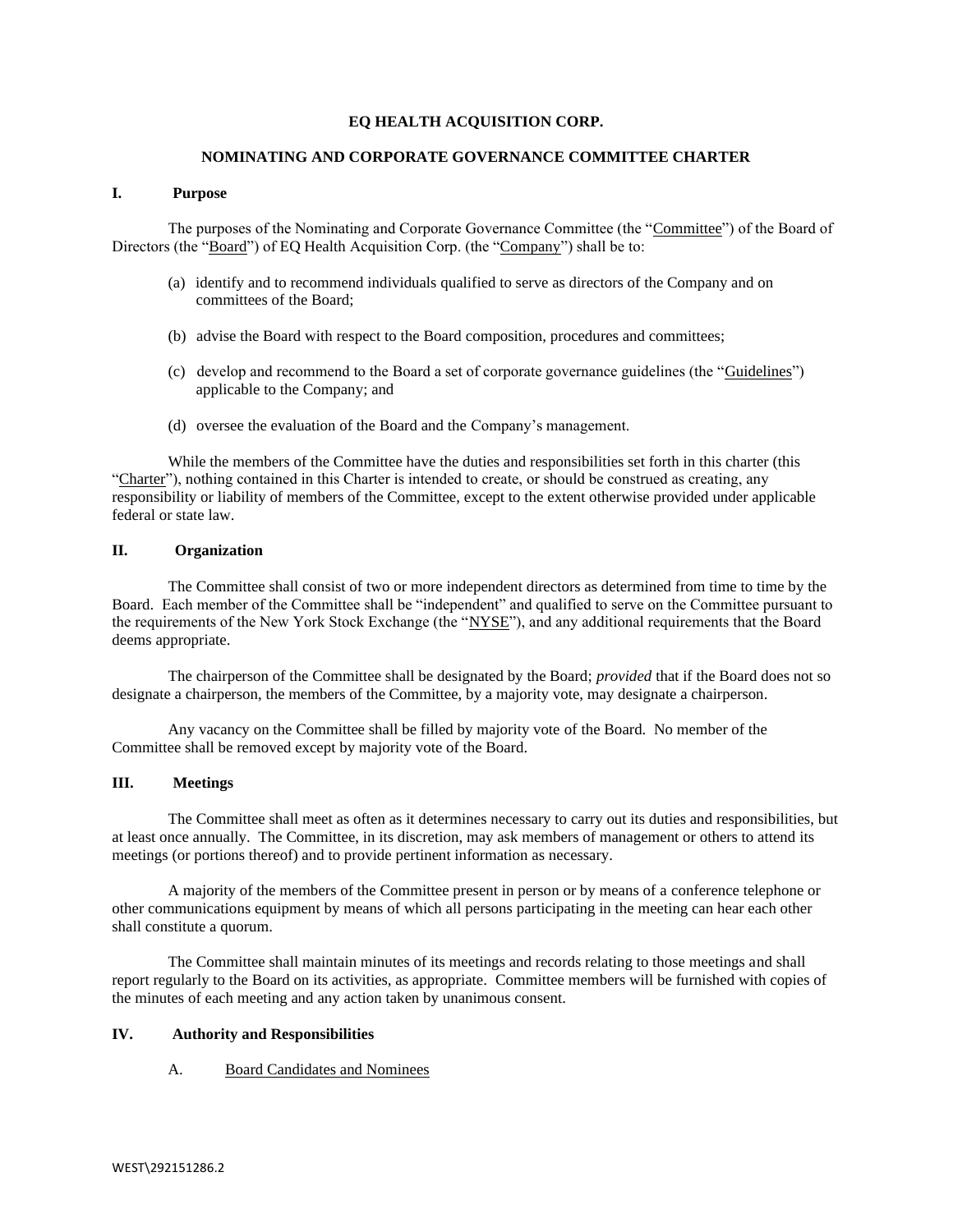# EQ HEALTH ACQUISITION CORP.

## NOMINATING AND CORPORATE GOVERNANCE COMMITTEE CHARTER

### I. Purpose

The purposes of the Nominating and Corporate Governance Committee (the "Committee") of the Board of Directors (the "Board") of EQ Health Acquisition Corp. (the "Company") shall be to:

(a) identify and to recommend individuals qualified to serve as directors of the Company and on committees of the Board;

(b) advise the Board with respect to the Board composition, procedures and committees;

(c) develop and recommend to the Board a set of corporate governance guidelines (the "Guidelines") applicable to the Company; and

(d) oversee the evaluation of the Board and the Company's management.

While the members of the Committee have the duties and responsibilities set forth in this charter (this "Charter"), nothing contained in this Charter is intended to create, or should be construed as creating, any responsibility or liability of members of the Committee, except to the extent otherwise provided under applicable federal or state law.

### II. Organization

The Committee shall consist of two or more independent directors as determined from time to time by the Board. Each member of the Committee shall be "independent" and qualified to serve on the Committee pursuant to the requirements of the New York Stock Exchange (the "NYSE"), and any additional requirements that the Board deems appropriate.

The chairperson of the Committee shall be designated by the Board; *provided* that if the Board does not so designate a chairperson, the members of the Committee, by a majority vote, may designate a chairperson.

Any vacancy on the Committee shall be filled by majority vote of the Board. No member of the Committee shall be removed except by majority vote of the Board.

### III. Meetings

The Committee shall meet as often as it determines necessary to carry out its duties and responsibilities, but at least once annually. The Committee, in its discretion, may ask members of management or others to attend its meetings (or portions thereof) and to provide pertinent information as necessary.

A majority of the members of the Committee present in person or by means of a conference telephone or other communications equipment by means of which all persons participating in the meeting can hear each other shall constitute a quorum.

The Committee shall maintain minutes of its meetings and records relating to those meetings and shall report regularly to the Board on its activities, as appropriate. Committee members will be furnished with copies of the minutes of each meeting and any action taken by unanimous consent.

### IV. Authority and Responsibilities

A. Board Candidates and Nominees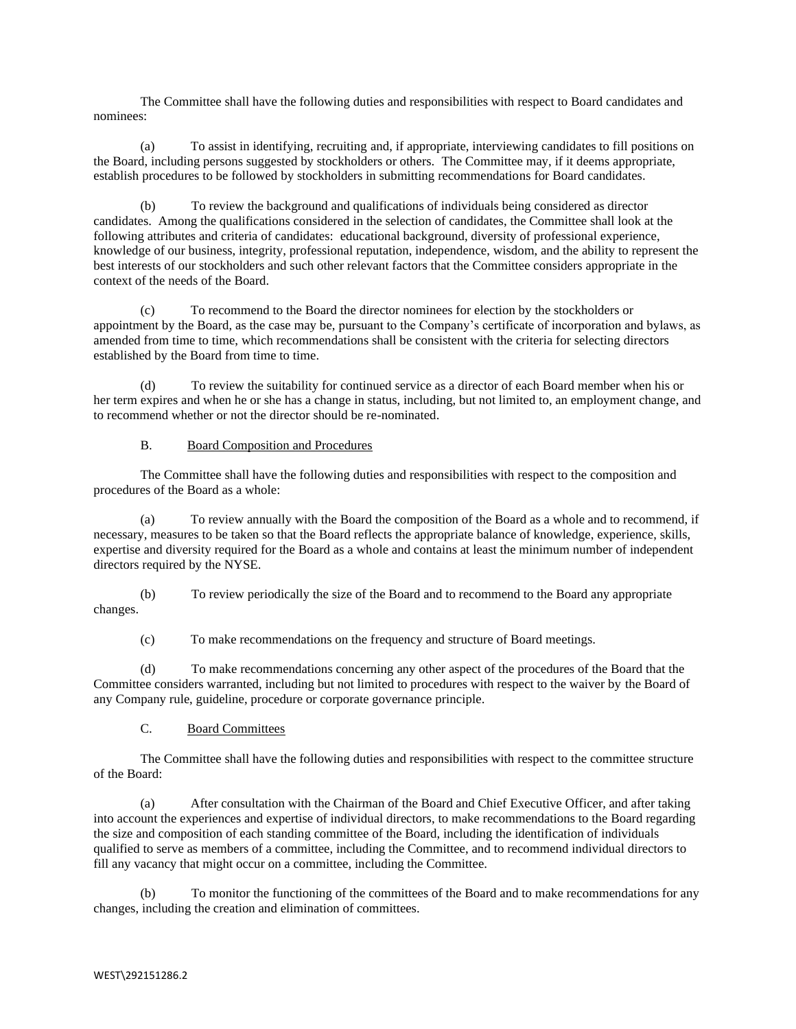The Committee shall have the following duties and responsibilities with respect to Board candidates and nominees:

(a) To assist in identifying, recruiting and, if appropriate, interviewing candidates to fill positions on the Board, including persons suggested by stockholders or others. The Committee may, if it deems appropriate, establish procedures to be followed by stockholders in submitting recommendations for Board candidates.

(b) To review the background and qualifications of individuals being considered as director candidates. Among the qualifications considered in the selection of candidates, the Committee shall look at the following attributes and criteria of candidates: educational background, diversity of professional experience, knowledge of our business, integrity, professional reputation, independence, wisdom, and the ability to represent the best interests of our stockholders and such other relevant factors that the Committee considers appropriate in the context of the needs of the Board.

(c) To recommend to the Board the director nominees for election by the stockholders or appointment by the Board, as the case may be, pursuant to the Company's certificate of incorporation and bylaws, as amended from time to time, which recommendations shall be consistent with the criteria for selecting directors established by the Board from time to time.

(d) To review the suitability for continued service as a director of each Board member when his or her term expires and when he or she has a change in status, including, but not limited to, an employment change, and to recommend whether or not the director should be re-nominated.

B. Board Composition and Procedures

The Committee shall have the following duties and responsibilities with respect to the composition and procedures of the Board as a whole:

(a) To review annually with the Board the composition of the Board as a whole and to recommend, if necessary, measures to be taken so that the Board reflects the appropriate balance of knowledge, experience, skills, expertise and diversity required for the Board as a whole and contains at least the minimum number of independent directors required by the NYSE.

(b) To review periodically the size of the Board and to recommend to the Board any appropriate changes.

(c) To make recommendations on the frequency and structure of Board meetings.

(d) To make recommendations concerning any other aspect of the procedures of the Board that the Committee considers warranted, including but not limited to procedures with respect to the waiver by the Board of any Company rule, guideline, procedure or corporate governance principle.

C. Board Committees

The Committee shall have the following duties and responsibilities with respect to the committee structure of the Board:

(a) After consultation with the Chairman of the Board and Chief Executive Officer, and after taking into account the experiences and expertise of individual directors, to make recommendations to the Board regarding the size and composition of each standing committee of the Board, including the identification of individuals qualified to serve as members of a committee, including the Committee, and to recommend individual directors to fill any vacancy that might occur on a committee, including the Committee.

(b) To monitor the functioning of the committees of the Board and to make recommendations for any changes, including the creation and elimination of committees.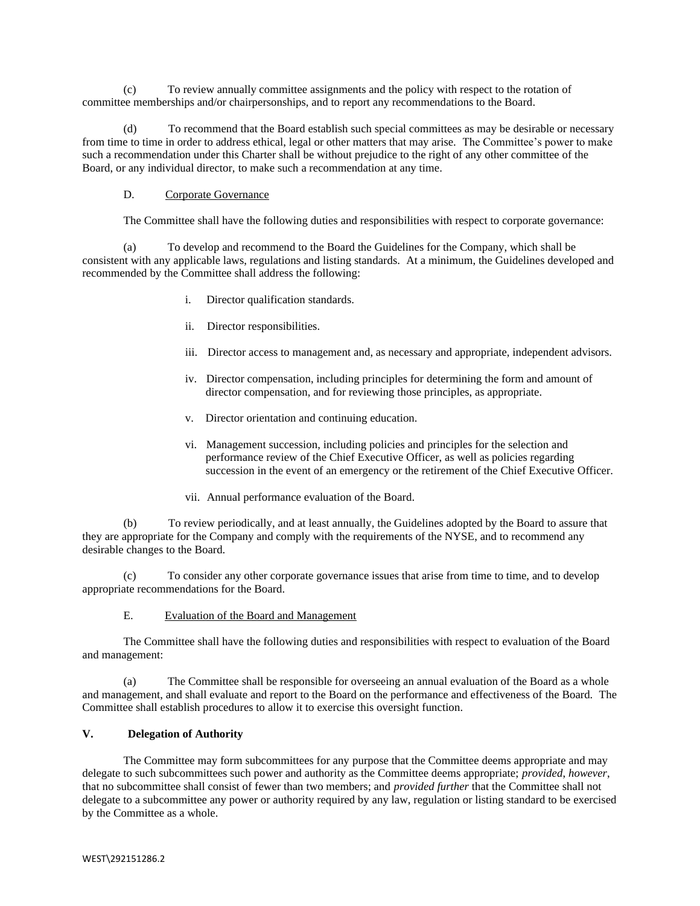(c) To review annually committee assignments and the policy with respect to the rotation of committee memberships and/or chairpersonships, and to report any recommendations to the Board.

(d) To recommend that the Board establish such special committees as may be desirable or necessary from time to time in order to address ethical, legal or other matters that may arise. The Committee's power to make such a recommendation under this Charter shall be without prejudice to the right of any other committee of the Board, or any individual director, to make such a recommendation at any time.

D. Corporate Governance

The Committee shall have the following duties and responsibilities with respect to corporate governance:

(a) To develop and recommend to the Board the Guidelines for the Company, which shall be consistent with any applicable laws, regulations and listing standards. At a minimum, the Guidelines developed and recommended by the Committee shall address the following:

i. Director qualification standards.

ii. Director responsibilities.

iii. Director access to management and, as necessary and appropriate, independent advisors.

iv. Director compensation, including principles for determining the form and amount of director compensation, and for reviewing those principles, as appropriate.

v. Director orientation and continuing education.

vi. Management succession, including policies and principles for the selection and performance review of the Chief Executive Officer, as well as policies regarding succession in the event of an emergency or the retirement of the Chief Executive Officer.

vii. Annual performance evaluation of the Board.

(b) To review periodically, and at least annually, the Guidelines adopted by the Board to assure that they are appropriate for the Company and comply with the requirements of the NYSE, and to recommend any desirable changes to the Board.

(c) To consider any other corporate governance issues that arise from time to time, and to develop appropriate recommendations for the Board.

E. Evaluation of the Board and Management

The Committee shall have the following duties and responsibilities with respect to evaluation of the Board and management:

(a) The Committee shall be responsible for overseeing an annual evaluation of the Board as a whole and management, and shall evaluate and report to the Board on the performance and effectiveness of the Board. The Committee shall establish procedures to allow it to exercise this oversight function.

## V. Delegation of Authority

The Committee may form subcommittees for any purpose that the Committee deems appropriate and may delegate to such subcommittees such power and authority as the Committee deems appropriate; *provided, however*, that no subcommittee shall consist of fewer than two members; and *provided further* that the Committee shall not delegate to a subcommittee any power or authority required by any law, regulation or listing standard to be exercised by the Committee as a whole.

WEST\292151286.2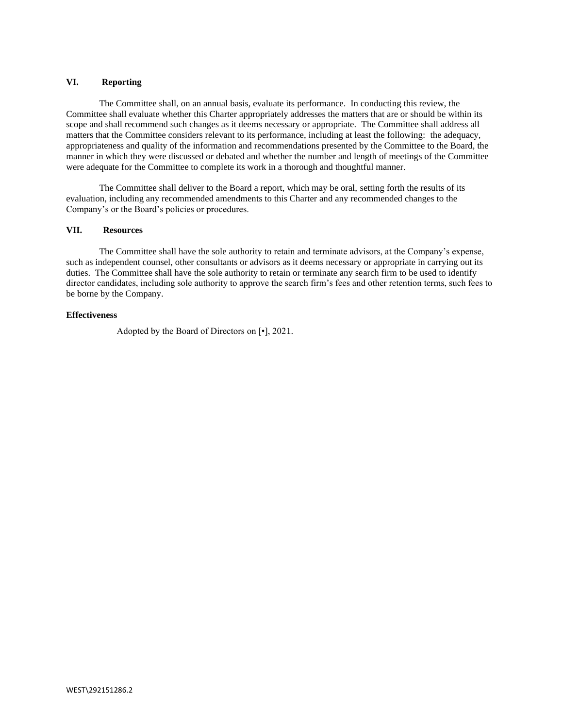## VI. Reporting

The Committee shall, on an annual basis, evaluate its performance. In conducting this review, the Committee shall evaluate whether this Charter appropriately addresses the matters that are or should be within its scope and shall recommend such changes as it deems necessary or appropriate. The Committee shall address all matters that the Committee considers relevant to its performance, including at least the following: the adequacy, appropriateness and quality of the information and recommendations presented by the Committee to the Board, the manner in which they were discussed or debated and whether the number and length of meetings of the Committee were adequate for the Committee to complete its work in a thorough and thoughtful manner.

The Committee shall deliver to the Board a report, which may be oral, setting forth the results of its evaluation, including any recommended amendments to this Charter and any recommended changes to the Company's or the Board's policies or procedures.

## VII. Resources

The Committee shall have the sole authority to retain and terminate advisors, at the Company's expense, such as independent counsel, other consultants or advisors as it deems necessary or appropriate in carrying out its duties. The Committee shall have the sole authority to retain or terminate any search firm to be used to identify director candidates, including sole authority to approve the search firm's fees and other retention terms, such fees to be borne by the Company.

**Effectiveness**

Adopted by the Board of Directors on [•], 2021.

WEST\292151286.2